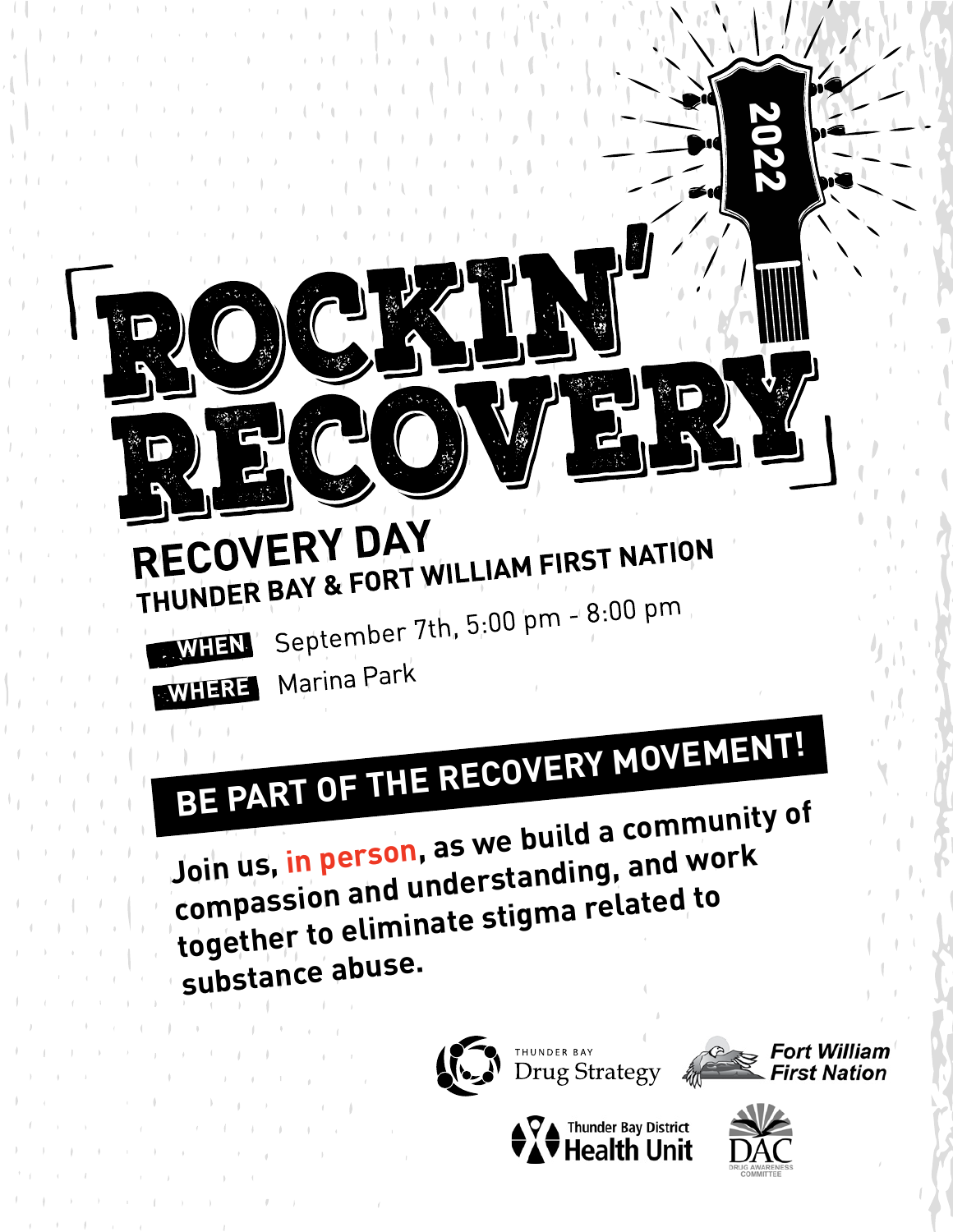2022

# ROCKIN' RECOVERY

## RECOVERY DAY
### THUNDER BAY & FORT WILLIAM FIRST NATION

**WHEN** September 7th, 5:00 pm - 8:00 pm

**WHERE** Marina Park

## BE PART OF THE RECOVERY MOVEMENT!

**Join us, in person, as we build a community of compassion and understanding, and work together to eliminate stigma related to substance abuse.**

THUNDER BAY Drug Strategy

Fort William First Nation

Thunder Bay District Health Unit

DAC DRUG AWARENESS COMMITTEE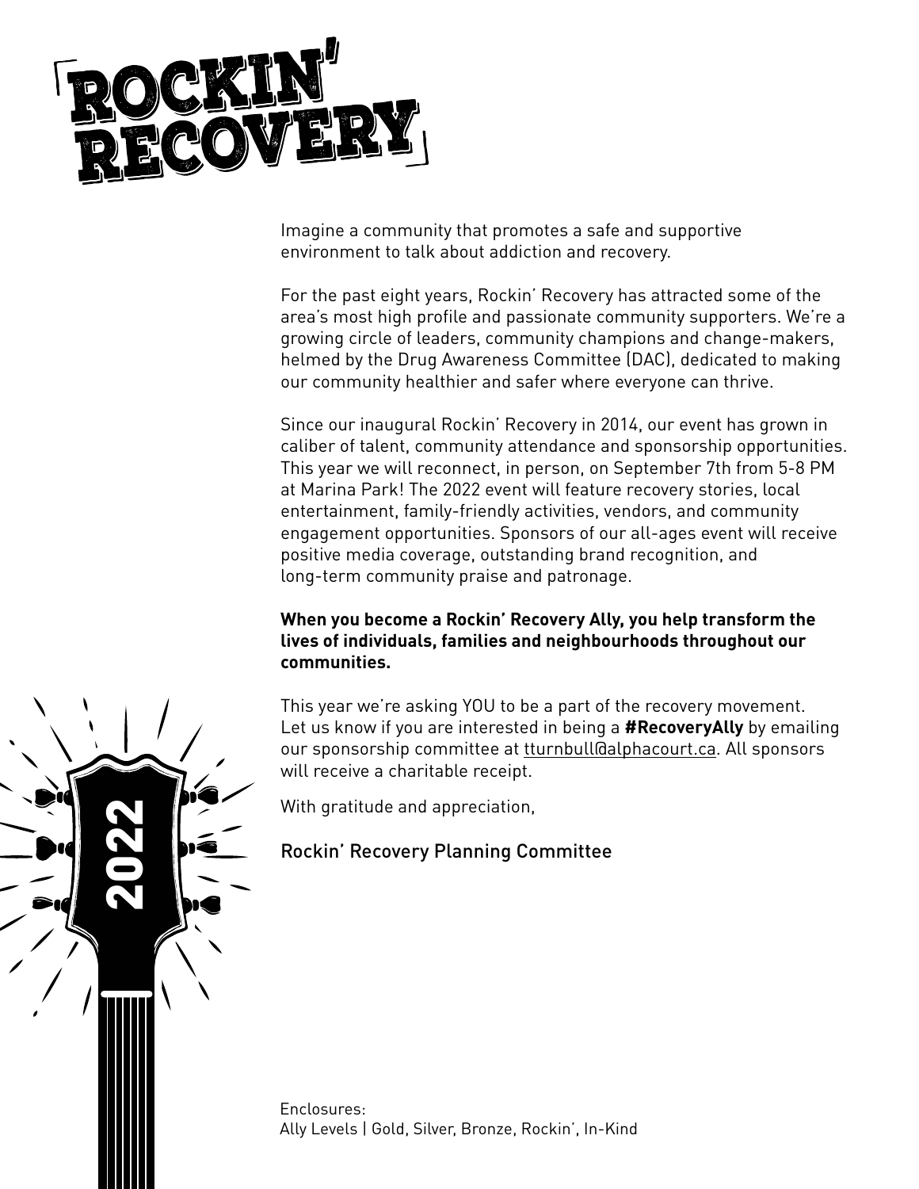# ROCKIN' RECOVERY

Imagine a community that promotes a safe and supportive environment to talk about addiction and recovery.

For the past eight years, Rockin' Recovery has attracted some of the area's most high profile and passionate community supporters. We're a growing circle of leaders, community champions and change-makers, helmed by the Drug Awareness Committee (DAC), dedicated to making our community healthier and safer where everyone can thrive.

Since our inaugural Rockin' Recovery in 2014, our event has grown in caliber of talent, community attendance and sponsorship opportunities. This year we will reconnect, in person, on September 7th from 5-8 PM at Marina Park! The 2022 event will feature recovery stories, local entertainment, family-friendly activities, vendors, and community engagement opportunities. Sponsors of our all-ages event will receive positive media coverage, outstanding brand recognition, and long-term community praise and patronage.

**When you become a Rockin' Recovery Ally, you help transform the lives of individuals, families and neighbourhoods throughout our communities.**

This year we're asking YOU to be a part of the recovery movement. Let us know if you are interested in being a **#RecoveryAlly** by emailing our sponsorship committee at tturnbull@alphacourt.ca. All sponsors will receive a charitable receipt.

With gratitude and appreciation,

Rockin' Recovery Planning Committee

2022

Enclosures:
Ally Levels | Gold, Silver, Bronze, Rockin', In-Kind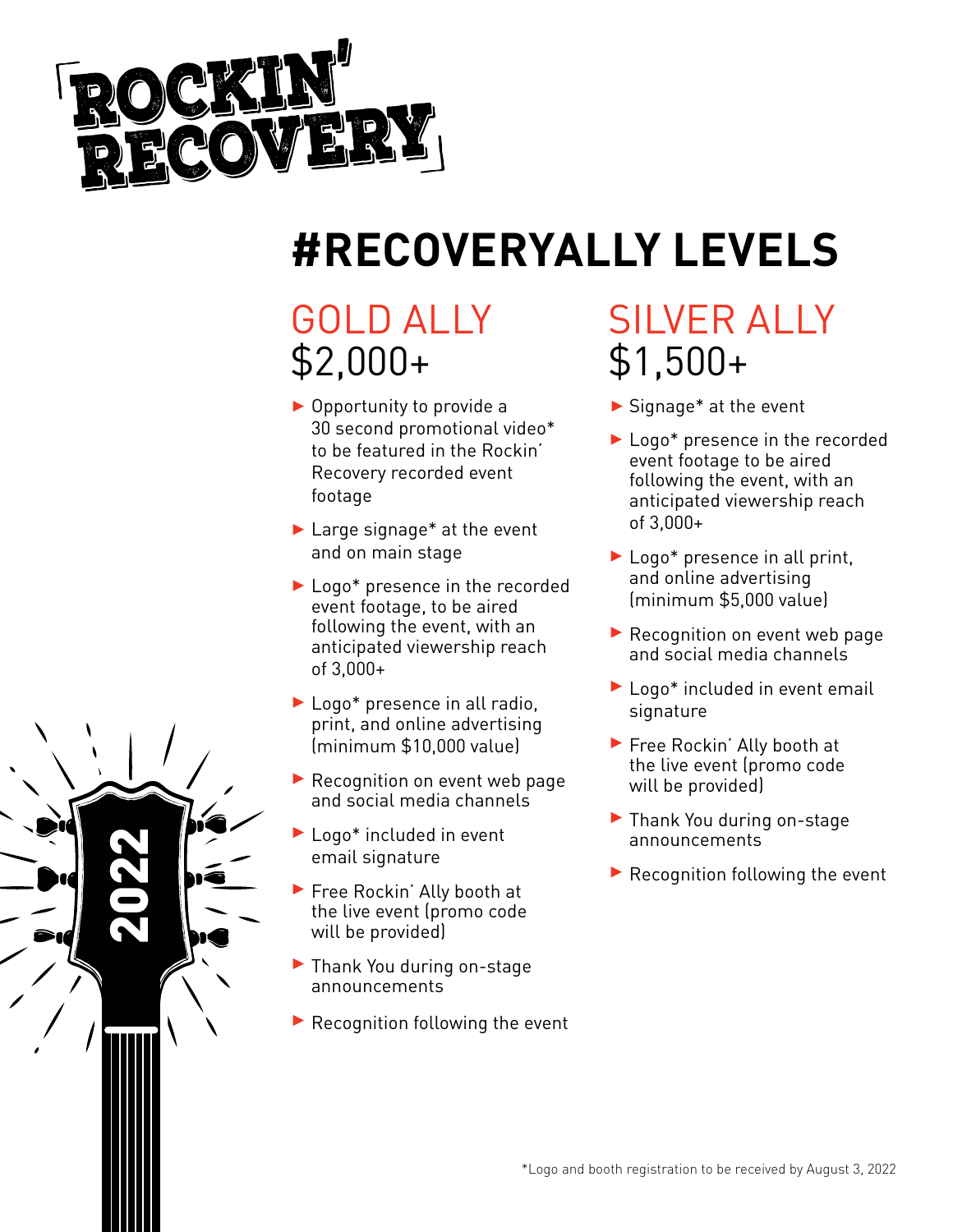# ROCKIN' RECOVERY

2022

## #RECOVERYALLY LEVELS

### GOLD ALLY
### $2,000+

- Opportunity to provide a 30 second promotional video* to be featured in the Rockin' Recovery recorded event footage
- Large signage* at the event and on main stage
- Logo* presence in the recorded event footage, to be aired following the event, with an anticipated viewership reach of 3,000+
- Logo* presence in all radio, print, and online advertising (minimum $10,000 value)
- Recognition on event web page and social media channels
- Logo* included in event email signature
- Free Rockin' Ally booth at the live event (promo code will be provided)
- Thank You during on-stage announcements
- Recognition following the event

### SILVER ALLY
### $1,500+

- Signage* at the event
- Logo* presence in the recorded event footage to be aired following the event, with an anticipated viewership reach of 3,000+
- Logo* presence in all print, and online advertising (minimum $5,000 value)
- Recognition on event web page and social media channels
- Logo* included in event email signature
- Free Rockin' Ally booth at the live event (promo code will be provided)
- Thank You during on-stage announcements
- Recognition following the event

*Logo and booth registration to be received by August 3, 2022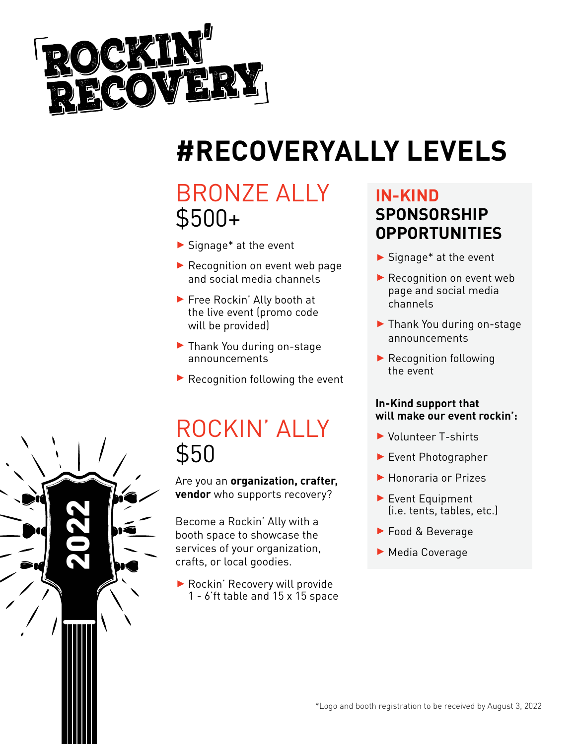# ROCKIN' RECOVERY

## #RECOVERYALLY LEVELS

### BRONZE ALLY
$500+

- Signage* at the event
- Recognition on event web page and social media channels
- Free Rockin' Ally booth at the live event (promo code will be provided)
- Thank You during on-stage announcements
- Recognition following the event

### ROCKIN' ALLY
$50

Are you an **organization, crafter, vendor** who supports recovery?

Become a Rockin' Ally with a booth space to showcase the services of your organization, crafts, or local goodies.

- Rockin' Recovery will provide 1 - 6'ft table and 15 x 15 space

### IN-KIND SPONSORSHIP OPPORTUNITIES

- Signage* at the event
- Recognition on event web page and social media channels
- Thank You during on-stage announcements
- Recognition following the event

**In-Kind support that will make our event rockin':**

- Volunteer T-shirts
- Event Photographer
- Honoraria or Prizes
- Event Equipment (i.e. tents, tables, etc.)
- Food & Beverage
- Media Coverage

2022

*Logo and booth registration to be received by August 3, 2022